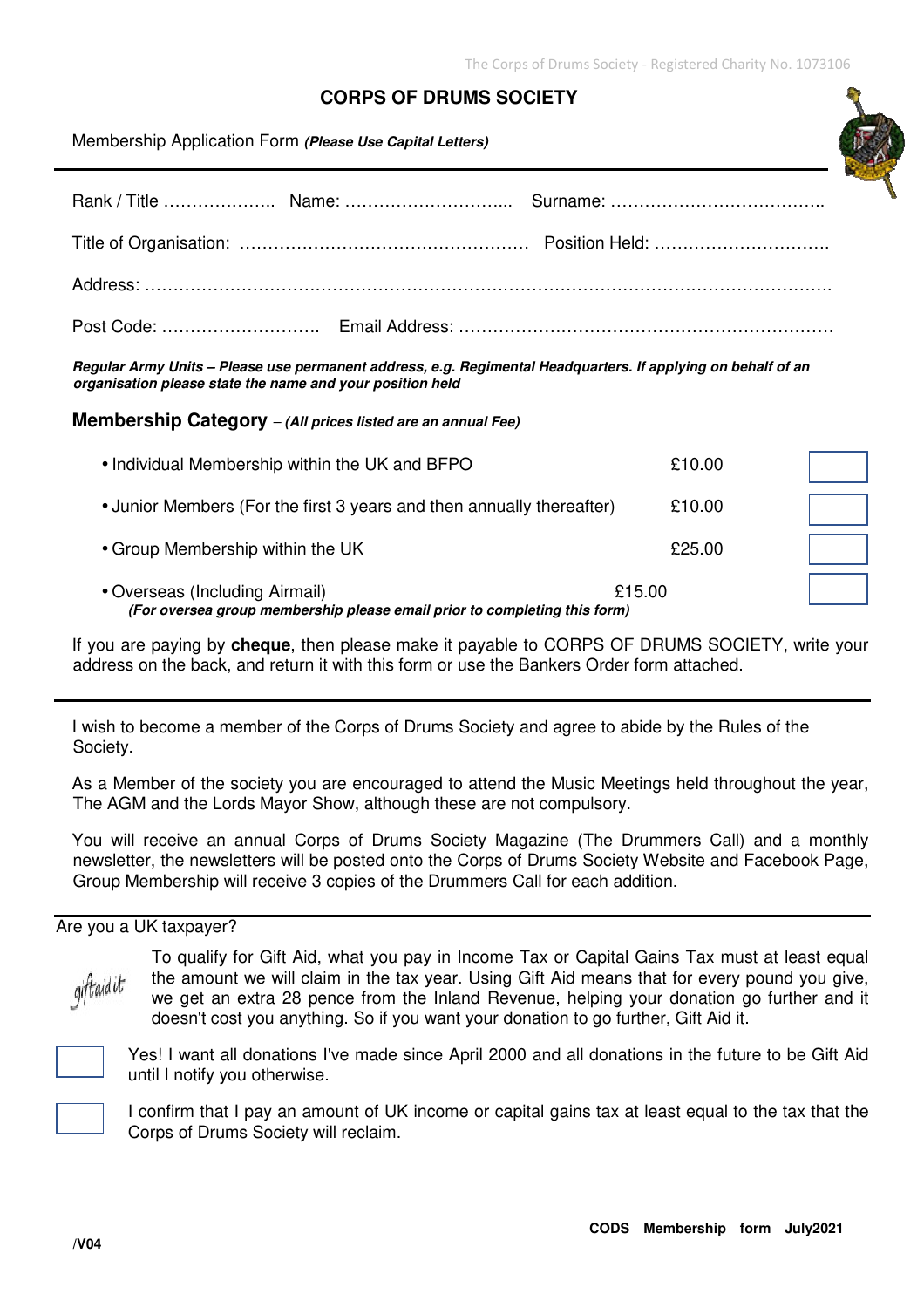The Corps of Drums Society - Registered Charity No. 1073106

# CORPS OF DRUMS SOCIETY

Membership Application Form ***(Please Use Capital Letters)***

Rank / Title ……………….. Name: ………………………... Surname: ………………………………..

Title of Organisation: …………………………………………… Position Held: ………………………….

Address: ……………………………………………………………………………………………………….

Post Code: ………………………. Email Address: …………………………………………………………

***Regular Army Units – Please use permanent address, e.g. Regimental Headquarters. If applying on behalf of an organisation please state the name and your position held***

## Membership Category – *(All prices listed are an annual Fee)*

| Category | Fee | |
|---|---|---|
| Individual Membership within the UK and BFPO | £10.00 | ☐ |
| Junior Members (For the first 3 years and then annually thereafter) | £10.00 | ☐ |
| Group Membership within the UK | £25.00 | ☐ |
| Overseas (Including Airmail) ***(For oversea group membership please email prior to completing this form)*** | £15.00 | ☐ |

If you are paying by **cheque**, then please make it payable to CORPS OF DRUMS SOCIETY, write your address on the back, and return it with this form or use the Bankers Order form attached.

---

I wish to become a member of the Corps of Drums Society and agree to abide by the Rules of the Society.

As a Member of the society you are encouraged to attend the Music Meetings held throughout the year, The AGM and the Lords Mayor Show, although these are not compulsory.

You will receive an annual Corps of Drums Society Magazine (The Drummers Call) and a monthly newsletter, the newsletters will be posted onto the Corps of Drums Society Website and Facebook Page, Group Membership will receive 3 copies of the Drummers Call for each addition.

---

Are you a UK taxpayer?

giftaid it

To qualify for Gift Aid, what you pay in Income Tax or Capital Gains Tax must at least equal the amount we will claim in the tax year. Using Gift Aid means that for every pound you give, we get an extra 28 pence from the Inland Revenue, helping your donation go further and it doesn't cost you anything. So if you want your donation to go further, Gift Aid it.

☐ Yes! I want all donations I've made since April 2000 and all donations in the future to be Gift Aid until I notify you otherwise.

☐ I confirm that I pay an amount of UK income or capital gains tax at least equal to the tax that the Corps of Drums Society will reclaim.

/V04 **CODS Membership form July2021**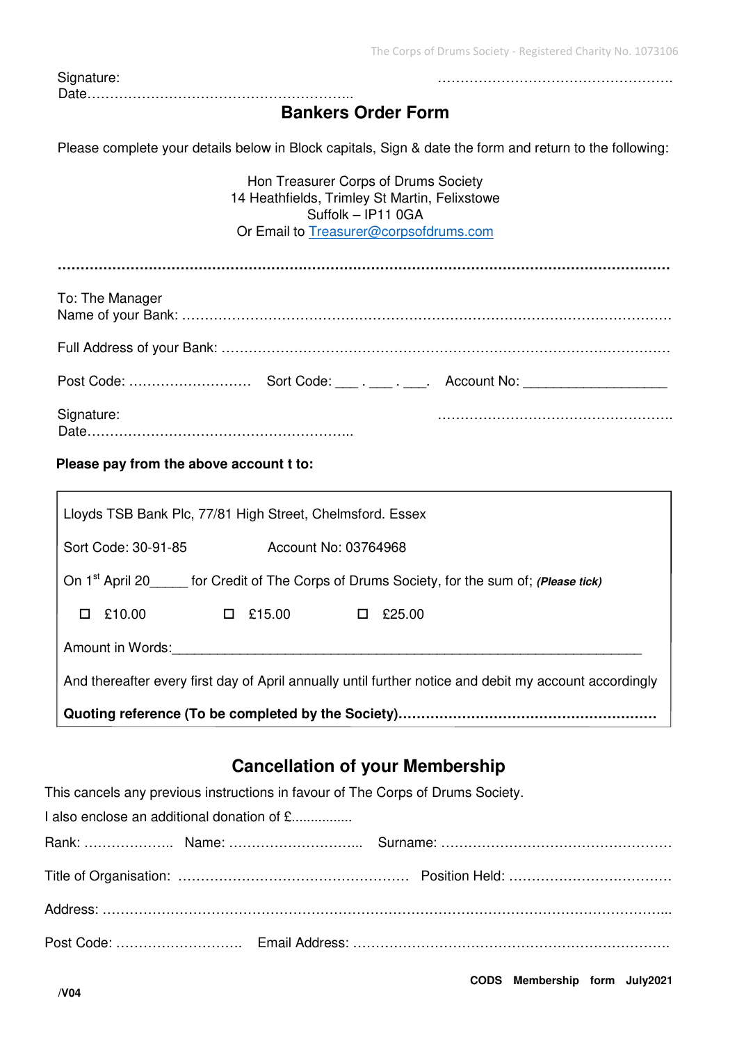Signature: ……………………………………………….
Date…………………………………………………..

## Bankers Order Form

Please complete your details below in Block capitals, Sign & date the form and return to the following:

Hon Treasurer Corps of Drums Society
14 Heathfields, Trimley St Martin, Felixstowe
Suffolk – IP11 0GA
Or Email to Treasurer@corpsofdrums.com

………………………………………………………………………………………………………………

To: The Manager
Name of your Bank: ……………………………………………………………………………………….

Full Address of your Bank: ………………………………………………………………………………

Post Code: ……………………… Sort Code: ___ . ___ . ___. Account No: __________________

Signature: ……………………………………………….
Date…………………………………………………..

**Please pay from the above account t to:**

Lloyds TSB Bank Plc, 77/81 High Street, Chelmsford. Essex

Sort Code: 30-91-85 Account No: 03764968

On 1st April 20_____ for Credit of The Corps of Drums Society, for the sum of; ***(Please tick)***

☐ £10.00 ☐ £15.00 ☐ £25.00

Amount in Words:____________________________________________________________

And thereafter every first day of April annually until further notice and debit my account accordingly

**Quoting reference (To be completed by the Society)……………………………………………….**

## Cancellation of your Membership

This cancels any previous instructions in favour of The Corps of Drums Society.

I also enclose an additional donation of £................

Rank: ……………….. Name: ……………………….. Surname: ……………………………………………

Title of Organisation: …………………………………………… Position Held: ………………………………

Address: ………………………………………………………………………………………………………...

Post Code: ………………………. Email Address: …………………………………………………………

**CODS Membership form July2021**

**/V04**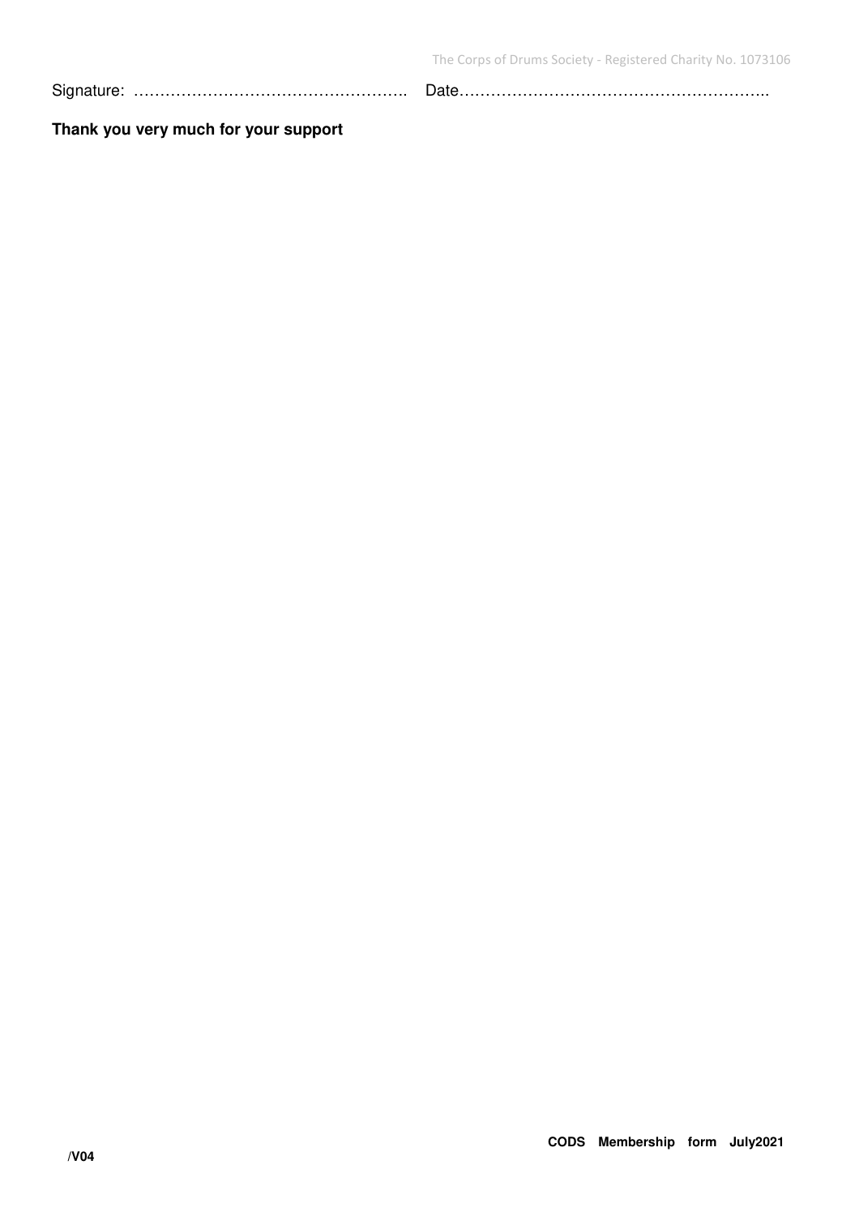Signature: …………………………………………….. Date…………………………………………………..

**Thank you very much for your support**